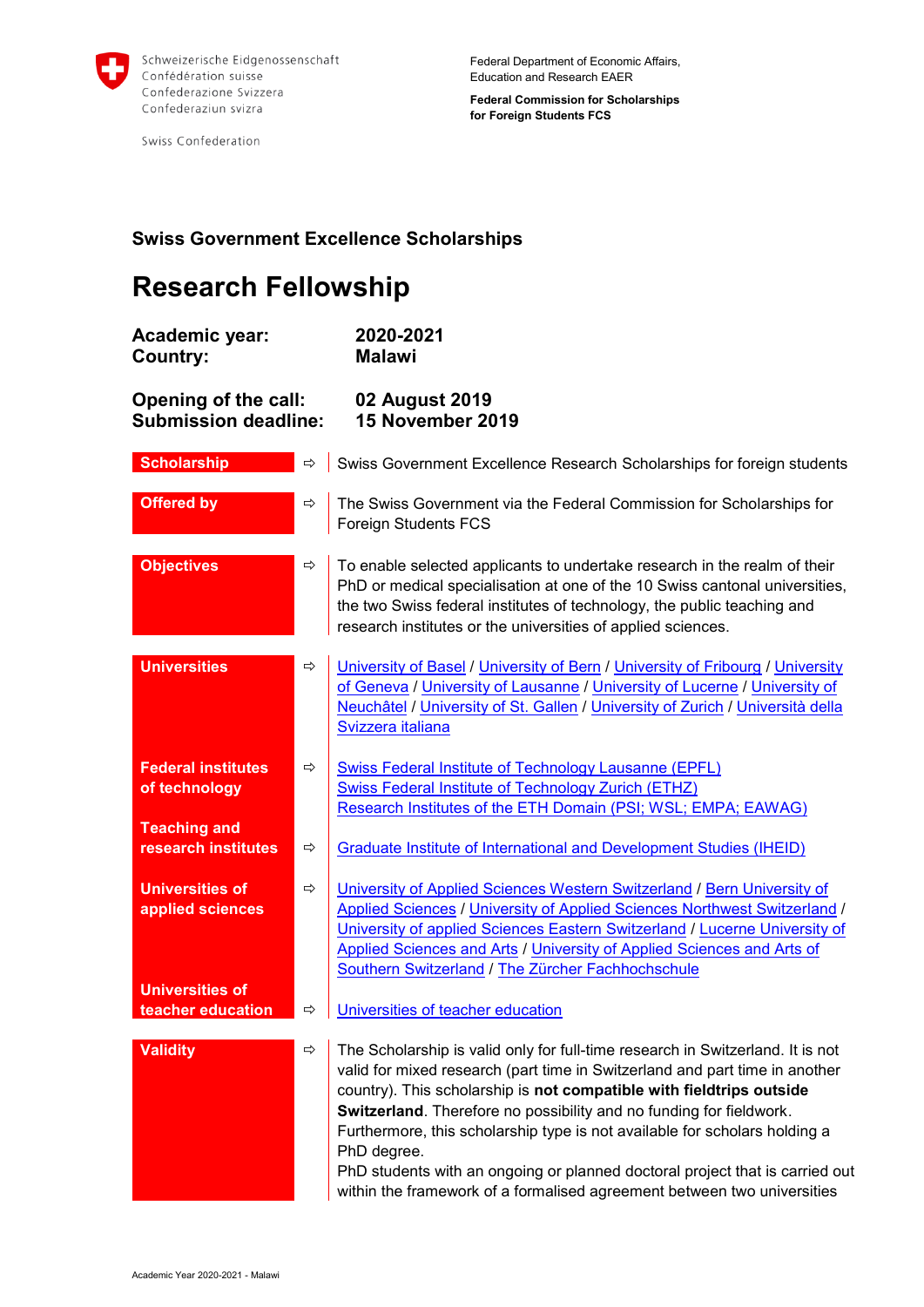Schweizerische Eidgenossenschaft
Confédération suisse
Confederazione Svizzera
Confederaziun svizra

Swiss Confederation

Federal Department of Economic Affairs, Education and Research EAER

**Federal Commission for Scholarships for Foreign Students FCS**

## Swiss Government Excellence Scholarships

# Research Fellowship

**Academic year:** **2020-2021**
**Country:** **Malawi**

**Opening of the call:** **02 August 2019**
**Submission deadline:** **15 November 2019**

| | |
|---|---|
| **Scholarship** | Swiss Government Excellence Research Scholarships for foreign students |
| **Offered by** | The Swiss Government via the Federal Commission for Scholarships for Foreign Students FCS |
| **Objectives** | To enable selected applicants to undertake research in the realm of their PhD or medical specialisation at one of the 10 Swiss cantonal universities, the two Swiss federal institutes of technology, the public teaching and research institutes or the universities of applied sciences. |
| **Universities** | University of Basel / University of Bern / University of Fribourg / University of Geneva / University of Lausanne / University of Lucerne / University of Neuchâtel / University of St. Gallen / University of Zurich / Università della Svizzera italiana |
| **Federal institutes of technology** | Swiss Federal Institute of Technology Lausanne (EPFL)<br>Swiss Federal Institute of Technology Zurich (ETHZ)<br>Research Institutes of the ETH Domain (PSI; WSL; EMPA; EAWAG) |
| **Teaching and research institutes** | Graduate Institute of International and Development Studies (IHEID) |
| **Universities of applied sciences** | University of Applied Sciences Western Switzerland / Bern University of Applied Sciences / University of Applied Sciences Northwest Switzerland / University of applied Sciences Eastern Switzerland / Lucerne University of Applied Sciences and Arts / University of Applied Sciences and Arts of Southern Switzerland / The Zürcher Fachhochschule |
| **Universities of teacher education** | Universities of teacher education |
| **Validity** | The Scholarship is valid only for full-time research in Switzerland. It is not valid for mixed research (part time in Switzerland and part time in another country). This scholarship is **not compatible with fieldtrips outside Switzerland**. Therefore no possibility and no funding for fieldwork. Furthermore, this scholarship type is not available for scholars holding a PhD degree.<br>PhD students with an ongoing or planned doctoral project that is carried out within the framework of a formalised agreement between two universities |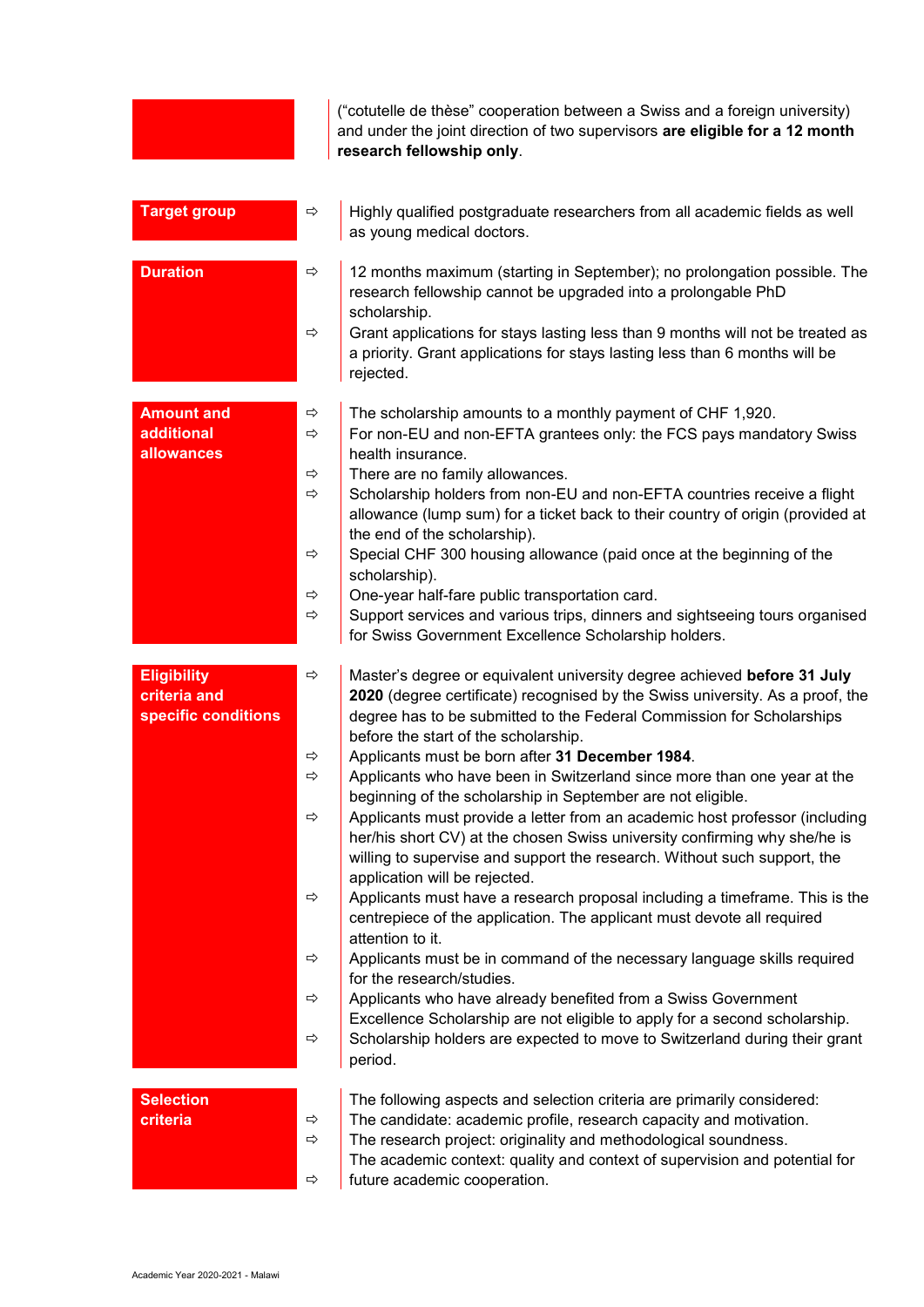("cotutelle de thèse" cooperation between a Swiss and a foreign university) and under the joint direction of two supervisors **are eligible for a 12 month research fellowship only**.

**Target group**

- Highly qualified postgraduate researchers from all academic fields as well as young medical doctors.

**Duration**

- 12 months maximum (starting in September); no prolongation possible. The research fellowship cannot be upgraded into a prolongable PhD scholarship.
- Grant applications for stays lasting less than 9 months will not be treated as a priority. Grant applications for stays lasting less than 6 months will be rejected.

**Amount and additional allowances**

- The scholarship amounts to a monthly payment of CHF 1,920.
- For non-EU and non-EFTA grantees only: the FCS pays mandatory Swiss health insurance.
- There are no family allowances.
- Scholarship holders from non-EU and non-EFTA countries receive a flight allowance (lump sum) for a ticket back to their country of origin (provided at the end of the scholarship).
- Special CHF 300 housing allowance (paid once at the beginning of the scholarship).
- One-year half-fare public transportation card.
- Support services and various trips, dinners and sightseeing tours organised for Swiss Government Excellence Scholarship holders.

**Eligibility criteria and specific conditions**

- Master's degree or equivalent university degree achieved **before 31 July 2020** (degree certificate) recognised by the Swiss university. As a proof, the degree has to be submitted to the Federal Commission for Scholarships before the start of the scholarship.
- Applicants must be born after **31 December 1984**.
- Applicants who have been in Switzerland since more than one year at the beginning of the scholarship in September are not eligible.
- Applicants must provide a letter from an academic host professor (including her/his short CV) at the chosen Swiss university confirming why she/he is willing to supervise and support the research. Without such support, the application will be rejected.
- Applicants must have a research proposal including a timeframe. This is the centrepiece of the application. The applicant must devote all required attention to it.
- Applicants must be in command of the necessary language skills required for the research/studies.
- Applicants who have already benefited from a Swiss Government Excellence Scholarship are not eligible to apply for a second scholarship.
- Scholarship holders are expected to move to Switzerland during their grant period.

**Selection criteria**

The following aspects and selection criteria are primarily considered:

- The candidate: academic profile, research capacity and motivation.
- The research project: originality and methodological soundness.
- The academic context: quality and context of supervision and potential for future academic cooperation.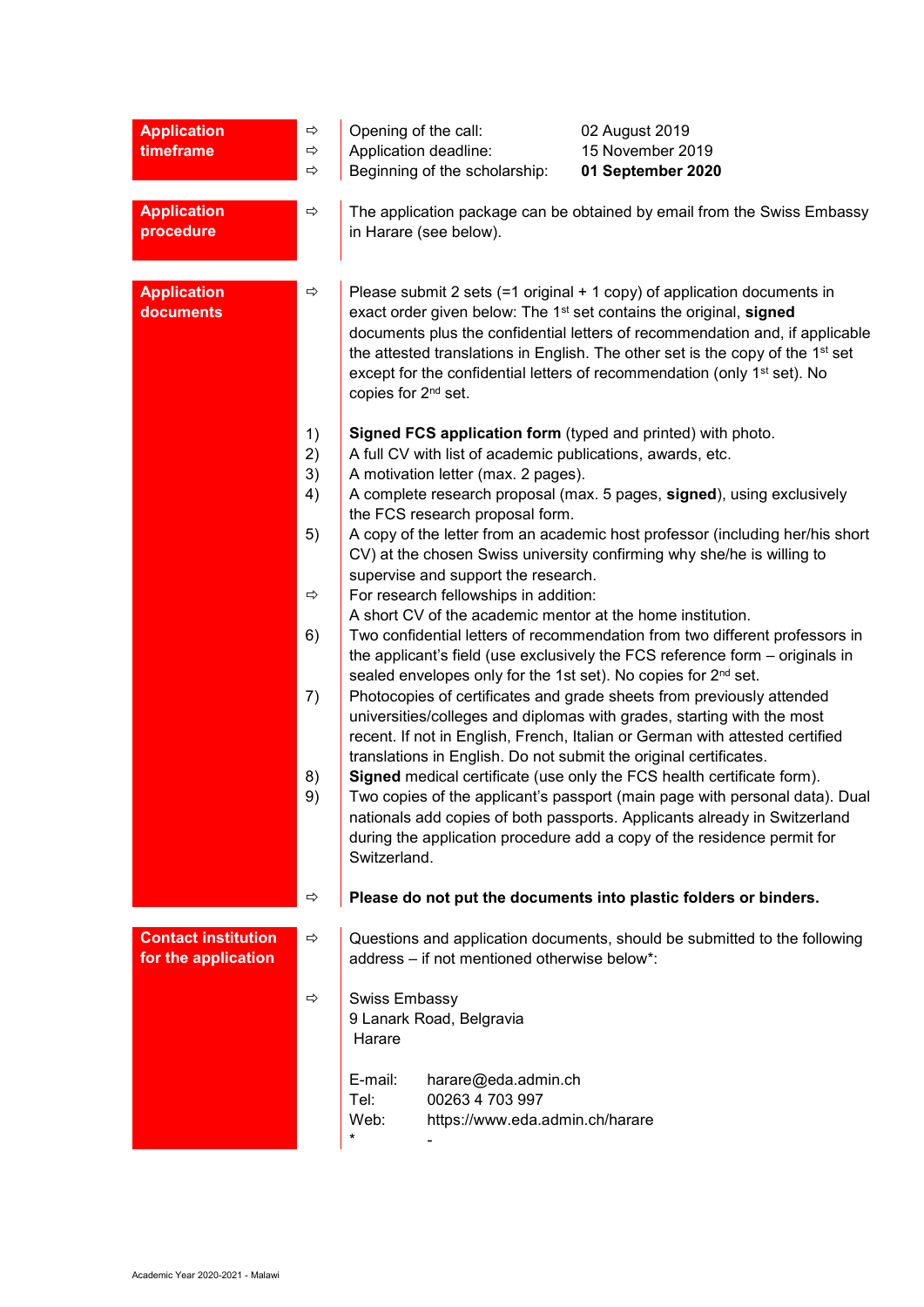**Application timeframe**

- Opening of the call: 02 August 2019
- Application deadline: 15 November 2019
- Beginning of the scholarship: **01 September 2020**

**Application procedure**

- The application package can be obtained by email from the Swiss Embassy in Harare (see below).

**Application documents**

- Please submit 2 sets (=1 original + 1 copy) of application documents in exact order given below: The 1st set contains the original, **signed** documents plus the confidential letters of recommendation and, if applicable the attested translations in English. The other set is the copy of the 1st set except for the confidential letters of recommendation (only 1st set). No copies for 2nd set.

1) **Signed FCS application form** (typed and printed) with photo.
2) A full CV with list of academic publications, awards, etc.
3) A motivation letter (max. 2 pages).
4) A complete research proposal (max. 5 pages, **signed**), using exclusively the FCS research proposal form.
5) A copy of the letter from an academic host professor (including her/his short CV) at the chosen Swiss university confirming why she/he is willing to supervise and support the research.
   - For research fellowships in addition: A short CV of the academic mentor at the home institution.
6) Two confidential letters of recommendation from two different professors in the applicant's field (use exclusively the FCS reference form – originals in sealed envelopes only for the 1st set). No copies for 2nd set.
7) Photocopies of certificates and grade sheets from previously attended universities/colleges and diplomas with grades, starting with the most recent. If not in English, French, Italian or German with attested certified translations in English. Do not submit the original certificates.
8) **Signed** medical certificate (use only the FCS health certificate form).
9) Two copies of the applicant's passport (main page with personal data). Dual nationals add copies of both passports. Applicants already in Switzerland during the application procedure add a copy of the residence permit for Switzerland.

- **Please do not put the documents into plastic folders or binders.**

**Contact institution for the application**

- Questions and application documents, should be submitted to the following address – if not mentioned otherwise below*:

- Swiss Embassy
  9 Lanark Road, Belgravia
  Harare

| | |
|---|---|
| E-mail: | harare@eda.admin.ch |
| Tel: | 00263 4 703 997 |
| Web: | https://www.eda.admin.ch/harare |
| * | - |